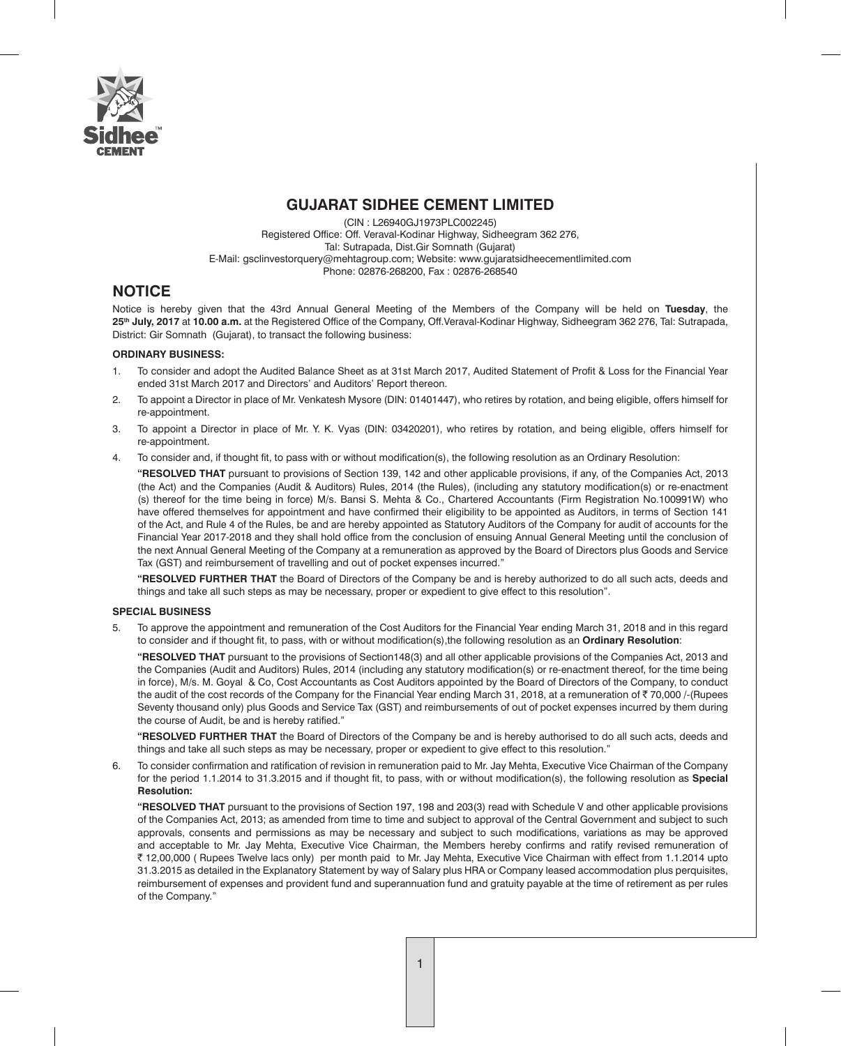# GUJARAT SIDHEE CEMENT LIMITED

(CIN : L26940GJ1973PLC002245)
Registered Office: Off. Veraval-Kodinar Highway, Sidheegram 362 276,
Tal: Sutrapada, Dist.Gir Somnath (Gujarat)
E-Mail: gsclinvestorquery@mehtagroup.com; Website: www.gujaratsidheecementlimited.com
Phone: 02876-268200, Fax : 02876-268540

## NOTICE

Notice is hereby given that the 43rd Annual General Meeting of the Members of the Company will be held on **Tuesday**, the **25th July, 2017** at **10.00 a.m.** at the Registered Office of the Company, Off.Veraval-Kodinar Highway, Sidheegram 362 276, Tal: Sutrapada, District: Gir Somnath (Gujarat), to transact the following business:

### ORDINARY BUSINESS:

1. To consider and adopt the Audited Balance Sheet as at 31st March 2017, Audited Statement of Profit & Loss for the Financial Year ended 31st March 2017 and Directors' and Auditors' Report thereon.
2. To appoint a Director in place of Mr. Venkatesh Mysore (DIN: 01401447), who retires by rotation, and being eligible, offers himself for re-appointment.
3. To appoint a Director in place of Mr. Y. K. Vyas (DIN: 03420201), who retires by rotation, and being eligible, offers himself for re-appointment.
4. To consider and, if thought fit, to pass with or without modification(s), the following resolution as an Ordinary Resolution:

   **"RESOLVED THAT** pursuant to provisions of Section 139, 142 and other applicable provisions, if any, of the Companies Act, 2013 (the Act) and the Companies (Audit & Auditors) Rules, 2014 (the Rules), (including any statutory modification(s) or re-enactment (s) thereof for the time being in force) M/s. Bansi S. Mehta & Co., Chartered Accountants (Firm Registration No.100991W) who have offered themselves for appointment and have confirmed their eligibility to be appointed as Auditors, in terms of Section 141 of the Act, and Rule 4 of the Rules, be and are hereby appointed as Statutory Auditors of the Company for audit of accounts for the Financial Year 2017-2018 and they shall hold office from the conclusion of ensuing Annual General Meeting until the conclusion of the next Annual General Meeting of the Company at a remuneration as approved by the Board of Directors plus Goods and Service Tax (GST) and reimbursement of travelling and out of pocket expenses incurred."

   **"RESOLVED FURTHER THAT** the Board of Directors of the Company be and is hereby authorized to do all such acts, deeds and things and take all such steps as may be necessary, proper or expedient to give effect to this resolution".

### SPECIAL BUSINESS

5. To approve the appointment and remuneration of the Cost Auditors for the Financial Year ending March 31, 2018 and in this regard to consider and if thought fit, to pass, with or without modification(s),the following resolution as an **Ordinary Resolution**:

   **"RESOLVED THAT** pursuant to the provisions of Section148(3) and all other applicable provisions of the Companies Act, 2013 and the Companies (Audit and Auditors) Rules, 2014 (including any statutory modification(s) or re-enactment thereof, for the time being in force), M/s. M. Goyal & Co, Cost Accountants as Cost Auditors appointed by the Board of Directors of the Company, to conduct the audit of the cost records of the Company for the Financial Year ending March 31, 2018, at a remuneration of ₹ 70,000 /-(Rupees Seventy thousand only) plus Goods and Service Tax (GST) and reimbursements of out of pocket expenses incurred by them during the course of Audit, be and is hereby ratified."

   **"RESOLVED FURTHER THAT** the Board of Directors of the Company be and is hereby authorised to do all such acts, deeds and things and take all such steps as may be necessary, proper or expedient to give effect to this resolution."

6. To consider confirmation and ratification of revision in remuneration paid to Mr. Jay Mehta, Executive Vice Chairman of the Company for the period 1.1.2014 to 31.3.2015 and if thought fit, to pass, with or without modification(s), the following resolution as **Special Resolution:**

   **"RESOLVED THAT** pursuant to the provisions of Section 197, 198 and 203(3) read with Schedule V and other applicable provisions of the Companies Act, 2013; as amended from time to time and subject to approval of the Central Government and subject to such approvals, consents and permissions as may be necessary and subject to such modifications, variations as may be approved and acceptable to Mr. Jay Mehta, Executive Vice Chairman, the Members hereby confirms and ratify revised remuneration of ₹ 12,00,000 ( Rupees Twelve lacs only) per month paid to Mr. Jay Mehta, Executive Vice Chairman with effect from 1.1.2014 upto 31.3.2015 as detailed in the Explanatory Statement by way of Salary plus HRA or Company leased accommodation plus perquisites, reimbursement of expenses and provident fund and superannuation fund and gratuity payable at the time of retirement as per rules of the Company."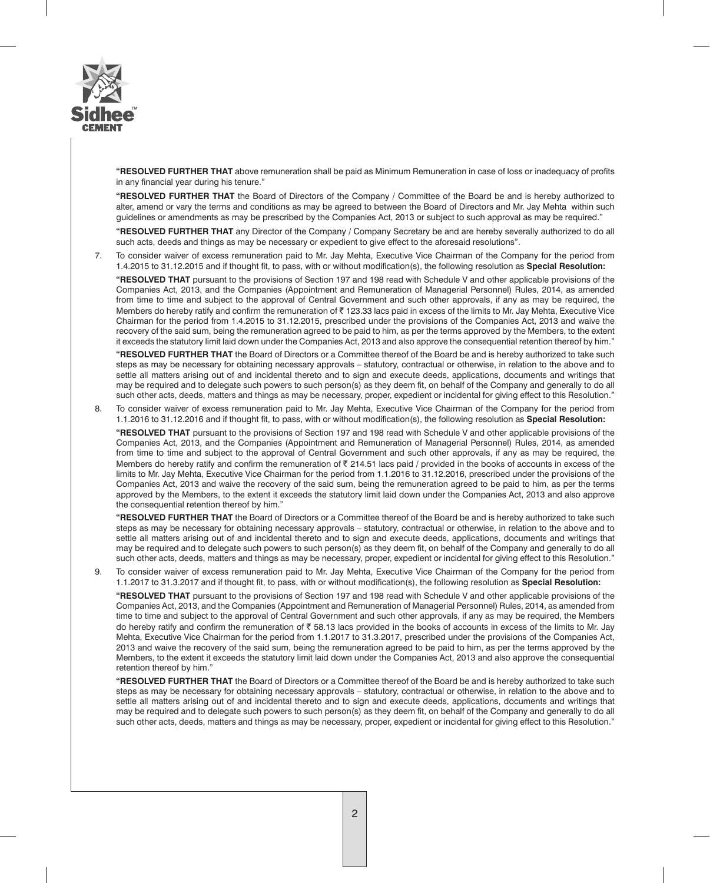**"RESOLVED FURTHER THAT** above remuneration shall be paid as Minimum Remuneration in case of loss or inadequacy of profits in any financial year during his tenure."

**"RESOLVED FURTHER THAT** the Board of Directors of the Company / Committee of the Board be and is hereby authorized to alter, amend or vary the terms and conditions as may be agreed to between the Board of Directors and Mr. Jay Mehta within such guidelines or amendments as may be prescribed by the Companies Act, 2013 or subject to such approval as may be required."

**"RESOLVED FURTHER THAT** any Director of the Company / Company Secretary be and are hereby severally authorized to do all such acts, deeds and things as may be necessary or expedient to give effect to the aforesaid resolutions".

7. To consider waiver of excess remuneration paid to Mr. Jay Mehta, Executive Vice Chairman of the Company for the period from 1.4.2015 to 31.12.2015 and if thought fit, to pass, with or without modification(s), the following resolution as **Special Resolution:**

   **"RESOLVED THAT** pursuant to the provisions of Section 197 and 198 read with Schedule V and other applicable provisions of the Companies Act, 2013, and the Companies (Appointment and Remuneration of Managerial Personnel) Rules, 2014, as amended from time to time and subject to the approval of Central Government and such other approvals, if any as may be required, the Members do hereby ratify and confirm the remuneration of ₹ 123.33 lacs paid in excess of the limits to Mr. Jay Mehta, Executive Vice Chairman for the period from 1.4.2015 to 31.12.2015, prescribed under the provisions of the Companies Act, 2013 and waive the recovery of the said sum, being the remuneration agreed to be paid to him, as per the terms approved by the Members, to the extent it exceeds the statutory limit laid down under the Companies Act, 2013 and also approve the consequential retention thereof by him."

   **"RESOLVED FURTHER THAT** the Board of Directors or a Committee thereof of the Board be and is hereby authorized to take such steps as may be necessary for obtaining necessary approvals – statutory, contractual or otherwise, in relation to the above and to settle all matters arising out of and incidental thereto and to sign and execute deeds, applications, documents and writings that may be required and to delegate such powers to such person(s) as they deem fit, on behalf of the Company and generally to do all such other acts, deeds, matters and things as may be necessary, proper, expedient or incidental for giving effect to this Resolution."

8. To consider waiver of excess remuneration paid to Mr. Jay Mehta, Executive Vice Chairman of the Company for the period from 1.1.2016 to 31.12.2016 and if thought fit, to pass, with or without modification(s), the following resolution as **Special Resolution:**

   **"RESOLVED THAT** pursuant to the provisions of Section 197 and 198 read with Schedule V and other applicable provisions of the Companies Act, 2013, and the Companies (Appointment and Remuneration of Managerial Personnel) Rules, 2014, as amended from time to time and subject to the approval of Central Government and such other approvals, if any as may be required, the Members do hereby ratify and confirm the remuneration of ₹ 214.51 lacs paid / provided in the books of accounts in excess of the limits to Mr. Jay Mehta, Executive Vice Chairman for the period from 1.1.2016 to 31.12.2016, prescribed under the provisions of the Companies Act, 2013 and waive the recovery of the said sum, being the remuneration agreed to be paid to him, as per the terms approved by the Members, to the extent it exceeds the statutory limit laid down under the Companies Act, 2013 and also approve the consequential retention thereof by him."

   **"RESOLVED FURTHER THAT** the Board of Directors or a Committee thereof of the Board be and is hereby authorized to take such steps as may be necessary for obtaining necessary approvals – statutory, contractual or otherwise, in relation to the above and to settle all matters arising out of and incidental thereto and to sign and execute deeds, applications, documents and writings that may be required and to delegate such powers to such person(s) as they deem fit, on behalf of the Company and generally to do all such other acts, deeds, matters and things as may be necessary, proper, expedient or incidental for giving effect to this Resolution."

9. To consider waiver of excess remuneration paid to Mr. Jay Mehta, Executive Vice Chairman of the Company for the period from 1.1.2017 to 31.3.2017 and if thought fit, to pass, with or without modification(s), the following resolution as **Special Resolution:**

   **"RESOLVED THAT** pursuant to the provisions of Section 197 and 198 read with Schedule V and other applicable provisions of the Companies Act, 2013, and the Companies (Appointment and Remuneration of Managerial Personnel) Rules, 2014, as amended from time to time and subject to the approval of Central Government and such other approvals, if any as may be required, the Members do hereby ratify and confirm the remuneration of ₹ 58.13 lacs provided in the books of accounts in excess of the limits to Mr. Jay Mehta, Executive Vice Chairman for the period from 1.1.2017 to 31.3.2017, prescribed under the provisions of the Companies Act, 2013 and waive the recovery of the said sum, being the remuneration agreed to be paid to him, as per the terms approved by the Members, to the extent it exceeds the statutory limit laid down under the Companies Act, 2013 and also approve the consequential retention thereof by him."

   **"RESOLVED FURTHER THAT** the Board of Directors or a Committee thereof of the Board be and is hereby authorized to take such steps as may be necessary for obtaining necessary approvals – statutory, contractual or otherwise, in relation to the above and to settle all matters arising out of and incidental thereto and to sign and execute deeds, applications, documents and writings that may be required and to delegate such powers to such person(s) as they deem fit, on behalf of the Company and generally to do all such other acts, deeds, matters and things as may be necessary, proper, expedient or incidental for giving effect to this Resolution."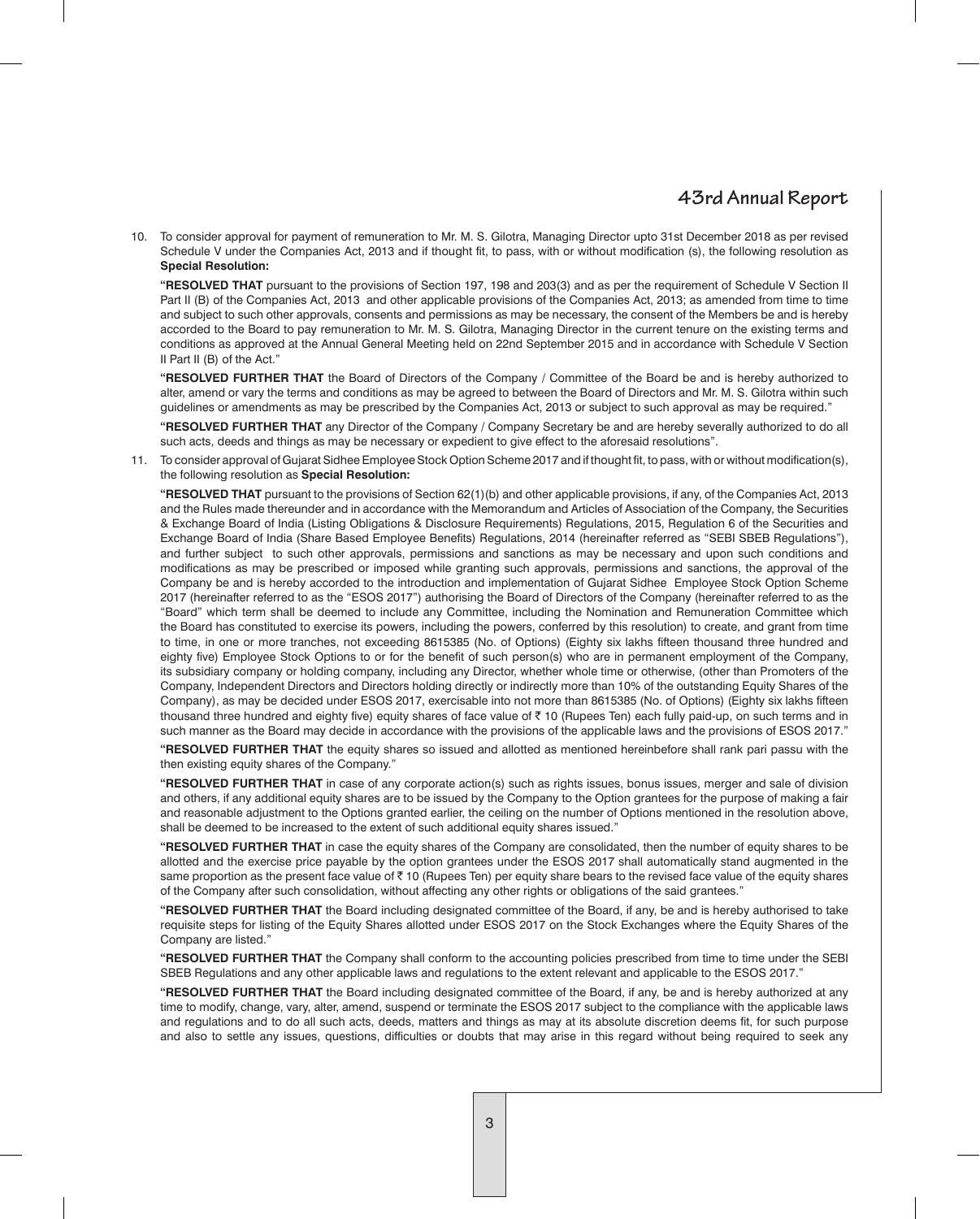10. To consider approval for payment of remuneration to Mr. M. S. Gilotra, Managing Director upto 31st December 2018 as per revised Schedule V under the Companies Act, 2013 and if thought fit, to pass, with or without modification (s), the following resolution as **Special Resolution:**

 **"RESOLVED THAT** pursuant to the provisions of Section 197, 198 and 203(3) and as per the requirement of Schedule V Section II Part II (B) of the Companies Act, 2013 and other applicable provisions of the Companies Act, 2013; as amended from time to time and subject to such other approvals, consents and permissions as may be necessary, the consent of the Members be and is hereby accorded to the Board to pay remuneration to Mr. M. S. Gilotra, Managing Director in the current tenure on the existing terms and conditions as approved at the Annual General Meeting held on 22nd September 2015 and in accordance with Schedule V Section II Part II (B) of the Act."

 **"RESOLVED FURTHER THAT** the Board of Directors of the Company / Committee of the Board be and is hereby authorized to alter, amend or vary the terms and conditions as may be agreed to between the Board of Directors and Mr. M. S. Gilotra within such guidelines or amendments as may be prescribed by the Companies Act, 2013 or subject to such approval as may be required."

 **"RESOLVED FURTHER THAT** any Director of the Company / Company Secretary be and are hereby severally authorized to do all such acts, deeds and things as may be necessary or expedient to give effect to the aforesaid resolutions".

11. To consider approval of Gujarat Sidhee Employee Stock Option Scheme 2017 and if thought fit, to pass, with or without modification(s), the following resolution as **Special Resolution:**

 **"RESOLVED THAT** pursuant to the provisions of Section 62(1)(b) and other applicable provisions, if any, of the Companies Act, 2013 and the Rules made thereunder and in accordance with the Memorandum and Articles of Association of the Company, the Securities & Exchange Board of India (Listing Obligations & Disclosure Requirements) Regulations, 2015, Regulation 6 of the Securities and Exchange Board of India (Share Based Employee Benefits) Regulations, 2014 (hereinafter referred as "SEBI SBEB Regulations"), and further subject to such other approvals, permissions and sanctions as may be necessary and upon such conditions and modifications as may be prescribed or imposed while granting such approvals, permissions and sanctions, the approval of the Company be and is hereby accorded to the introduction and implementation of Gujarat Sidhee Employee Stock Option Scheme 2017 (hereinafter referred to as the "ESOS 2017") authorising the Board of Directors of the Company (hereinafter referred to as the "Board" which term shall be deemed to include any Committee, including the Nomination and Remuneration Committee which the Board has constituted to exercise its powers, including the powers, conferred by this resolution) to create, and grant from time to time, in one or more tranches, not exceeding 8615385 (No. of Options) (Eighty six lakhs fifteen thousand three hundred and eighty five) Employee Stock Options to or for the benefit of such person(s) who are in permanent employment of the Company, its subsidiary company or holding company, including any Director, whether whole time or otherwise, (other than Promoters of the Company, Independent Directors and Directors holding directly or indirectly more than 10% of the outstanding Equity Shares of the Company), as may be decided under ESOS 2017, exercisable into not more than 8615385 (No. of Options) (Eighty six lakhs fifteen thousand three hundred and eighty five) equity shares of face value of ₹ 10 (Rupees Ten) each fully paid-up, on such terms and in such manner as the Board may decide in accordance with the provisions of the applicable laws and the provisions of ESOS 2017."

 **"RESOLVED FURTHER THAT** the equity shares so issued and allotted as mentioned hereinbefore shall rank pari passu with the then existing equity shares of the Company."

 **"RESOLVED FURTHER THAT** in case of any corporate action(s) such as rights issues, bonus issues, merger and sale of division and others, if any additional equity shares are to be issued by the Company to the Option grantees for the purpose of making a fair and reasonable adjustment to the Options granted earlier, the ceiling on the number of Options mentioned in the resolution above, shall be deemed to be increased to the extent of such additional equity shares issued."

 **"RESOLVED FURTHER THAT** in case the equity shares of the Company are consolidated, then the number of equity shares to be allotted and the exercise price payable by the option grantees under the ESOS 2017 shall automatically stand augmented in the same proportion as the present face value of ₹ 10 (Rupees Ten) per equity share bears to the revised face value of the equity shares of the Company after such consolidation, without affecting any other rights or obligations of the said grantees."

 **"RESOLVED FURTHER THAT** the Board including designated committee of the Board, if any, be and is hereby authorised to take requisite steps for listing of the Equity Shares allotted under ESOS 2017 on the Stock Exchanges where the Equity Shares of the Company are listed."

 **"RESOLVED FURTHER THAT** the Company shall conform to the accounting policies prescribed from time to time under the SEBI SBEB Regulations and any other applicable laws and regulations to the extent relevant and applicable to the ESOS 2017."

 **"RESOLVED FURTHER THAT** the Board including designated committee of the Board, if any, be and is hereby authorized at any time to modify, change, vary, alter, amend, suspend or terminate the ESOS 2017 subject to the compliance with the applicable laws and regulations and to do all such acts, deeds, matters and things as may at its absolute discretion deems fit, for such purpose and also to settle any issues, questions, difficulties or doubts that may arise in this regard without being required to seek any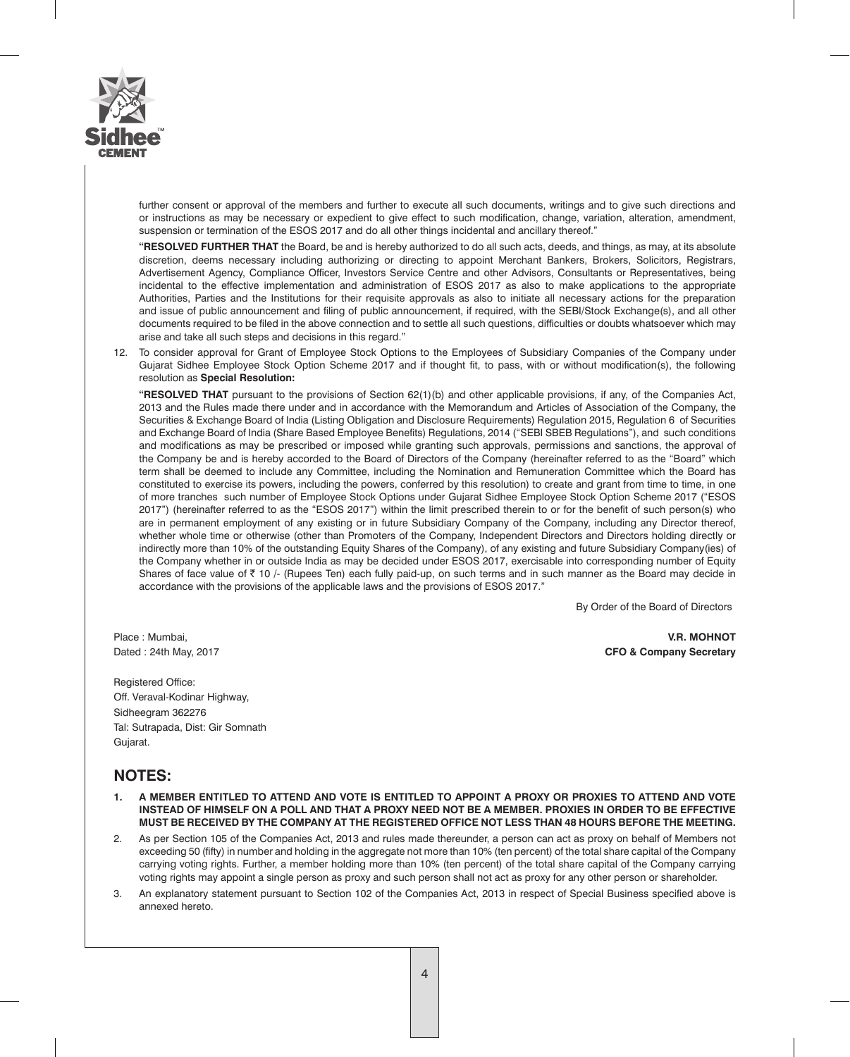further consent or approval of the members and further to execute all such documents, writings and to give such directions and or instructions as may be necessary or expedient to give effect to such modification, change, variation, alteration, amendment, suspension or termination of the ESOS 2017 and do all other things incidental and ancillary thereof."

**"RESOLVED FURTHER THAT** the Board, be and is hereby authorized to do all such acts, deeds, and things, as may, at its absolute discretion, deems necessary including authorizing or directing to appoint Merchant Bankers, Brokers, Solicitors, Registrars, Advertisement Agency, Compliance Officer, Investors Service Centre and other Advisors, Consultants or Representatives, being incidental to the effective implementation and administration of ESOS 2017 as also to make applications to the appropriate Authorities, Parties and the Institutions for their requisite approvals as also to initiate all necessary actions for the preparation and issue of public announcement and filing of public announcement, if required, with the SEBI/Stock Exchange(s), and all other documents required to be filed in the above connection and to settle all such questions, difficulties or doubts whatsoever which may arise and take all such steps and decisions in this regard."

12. To consider approval for Grant of Employee Stock Options to the Employees of Subsidiary Companies of the Company under Gujarat Sidhee Employee Stock Option Scheme 2017 and if thought fit, to pass, with or without modification(s), the following resolution as **Special Resolution:**

    **"RESOLVED THAT** pursuant to the provisions of Section 62(1)(b) and other applicable provisions, if any, of the Companies Act, 2013 and the Rules made there under and in accordance with the Memorandum and Articles of Association of the Company, the Securities & Exchange Board of India (Listing Obligation and Disclosure Requirements) Regulation 2015, Regulation 6 of Securities and Exchange Board of India (Share Based Employee Benefits) Regulations, 2014 ("SEBI SBEB Regulations"), and such conditions and modifications as may be prescribed or imposed while granting such approvals, permissions and sanctions, the approval of the Company be and is hereby accorded to the Board of Directors of the Company (hereinafter referred to as the "Board" which term shall be deemed to include any Committee, including the Nomination and Remuneration Committee which the Board has constituted to exercise its powers, including the powers, conferred by this resolution) to create and grant from time to time, in one of more tranches such number of Employee Stock Options under Gujarat Sidhee Employee Stock Option Scheme 2017 ("ESOS 2017") (hereinafter referred to as the "ESOS 2017") within the limit prescribed therein to or for the benefit of such person(s) who are in permanent employment of any existing or in future Subsidiary Company of the Company, including any Director thereof, whether whole time or otherwise (other than Promoters of the Company, Independent Directors and Directors holding directly or indirectly more than 10% of the outstanding Equity Shares of the Company), of any existing and future Subsidiary Company(ies) of the Company whether in or outside India as may be decided under ESOS 2017, exercisable into corresponding number of Equity Shares of face value of ₹ 10 /- (Rupees Ten) each fully paid-up, on such terms and in such manner as the Board may decide in accordance with the provisions of the applicable laws and the provisions of ESOS 2017."

By Order of the Board of Directors

Place : Mumbai,
Dated : 24th May, 2017

**V.R. MOHNOT**
**CFO & Company Secretary**

Registered Office:
Off. Veraval-Kodinar Highway,
Sidheegram 362276
Tal: Sutrapada, Dist: Gir Somnath
Gujarat.

## NOTES:

1. **A MEMBER ENTITLED TO ATTEND AND VOTE IS ENTITLED TO APPOINT A PROXY OR PROXIES TO ATTEND AND VOTE INSTEAD OF HIMSELF ON A POLL AND THAT A PROXY NEED NOT BE A MEMBER. PROXIES IN ORDER TO BE EFFECTIVE MUST BE RECEIVED BY THE COMPANY AT THE REGISTERED OFFICE NOT LESS THAN 48 HOURS BEFORE THE MEETING.**
2. As per Section 105 of the Companies Act, 2013 and rules made thereunder, a person can act as proxy on behalf of Members not exceeding 50 (fifty) in number and holding in the aggregate not more than 10% (ten percent) of the total share capital of the Company carrying voting rights. Further, a member holding more than 10% (ten percent) of the total share capital of the Company carrying voting rights may appoint a single person as proxy and such person shall not act as proxy for any other person or shareholder.
3. An explanatory statement pursuant to Section 102 of the Companies Act, 2013 in respect of Special Business specified above is annexed hereto.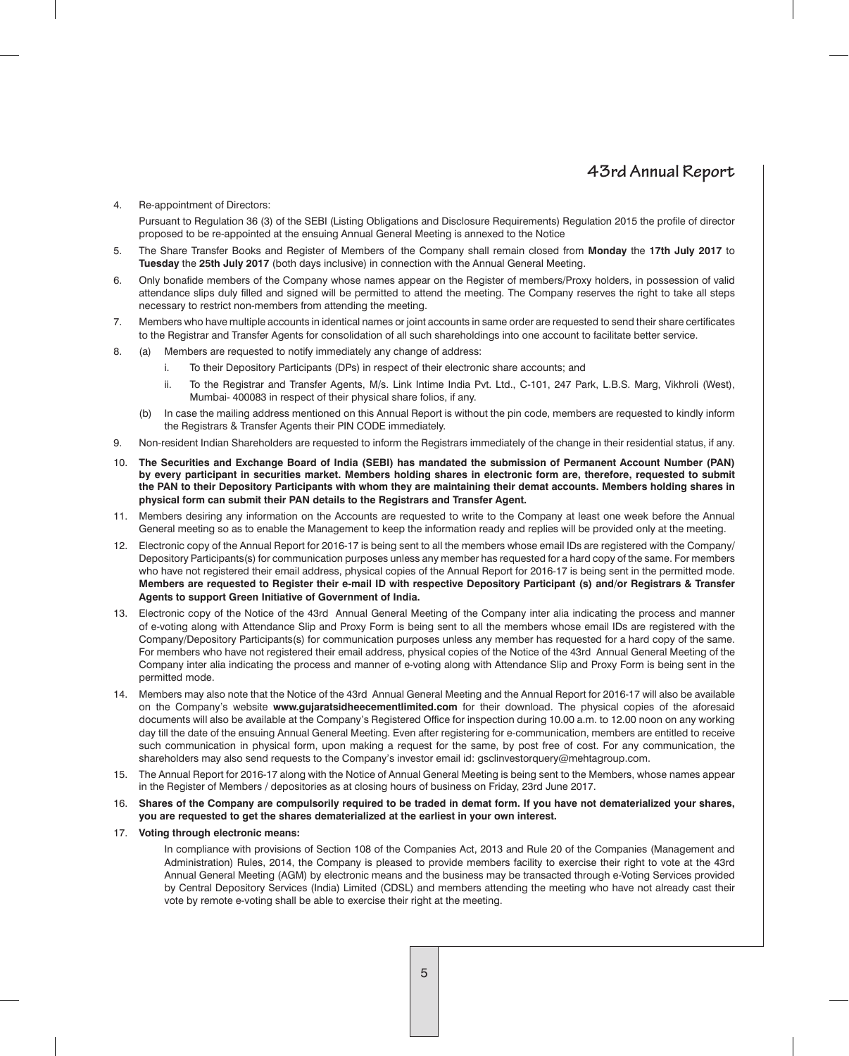4. Re-appointment of Directors:

   Pursuant to Regulation 36 (3) of the SEBI (Listing Obligations and Disclosure Requirements) Regulation 2015 the profile of director proposed to be re-appointed at the ensuing Annual General Meeting is annexed to the Notice

5. The Share Transfer Books and Register of Members of the Company shall remain closed from **Monday** the **17th July 2017** to **Tuesday** the **25th July 2017** (both days inclusive) in connection with the Annual General Meeting.

6. Only bonafide members of the Company whose names appear on the Register of members/Proxy holders, in possession of valid attendance slips duly filled and signed will be permitted to attend the meeting. The Company reserves the right to take all steps necessary to restrict non-members from attending the meeting.

7. Members who have multiple accounts in identical names or joint accounts in same order are requested to send their share certificates to the Registrar and Transfer Agents for consolidation of all such shareholdings into one account to facilitate better service.

8. (a) Members are requested to notify immediately any change of address:

   i. To their Depository Participants (DPs) in respect of their electronic share accounts; and

   ii. To the Registrar and Transfer Agents, M/s. Link Intime India Pvt. Ltd., C-101, 247 Park, L.B.S. Marg, Vikhroli (West), Mumbai- 400083 in respect of their physical share folios, if any.

   (b) In case the mailing address mentioned on this Annual Report is without the pin code, members are requested to kindly inform the Registrars & Transfer Agents their PIN CODE immediately.

9. Non-resident Indian Shareholders are requested to inform the Registrars immediately of the change in their residential status, if any.

10. **The Securities and Exchange Board of India (SEBI) has mandated the submission of Permanent Account Number (PAN) by every participant in securities market. Members holding shares in electronic form are, therefore, requested to submit the PAN to their Depository Participants with whom they are maintaining their demat accounts. Members holding shares in physical form can submit their PAN details to the Registrars and Transfer Agent.**

11. Members desiring any information on the Accounts are requested to write to the Company at least one week before the Annual General meeting so as to enable the Management to keep the information ready and replies will be provided only at the meeting.

12. Electronic copy of the Annual Report for 2016-17 is being sent to all the members whose email IDs are registered with the Company/ Depository Participants(s) for communication purposes unless any member has requested for a hard copy of the same. For members who have not registered their email address, physical copies of the Annual Report for 2016-17 is being sent in the permitted mode. **Members are requested to Register their e-mail ID with respective Depository Participant (s) and/or Registrars & Transfer Agents to support Green Initiative of Government of India.**

13. Electronic copy of the Notice of the 43rd Annual General Meeting of the Company inter alia indicating the process and manner of e-voting along with Attendance Slip and Proxy Form is being sent to all the members whose email IDs are registered with the Company/Depository Participants(s) for communication purposes unless any member has requested for a hard copy of the same. For members who have not registered their email address, physical copies of the Notice of the 43rd Annual General Meeting of the Company inter alia indicating the process and manner of e-voting along with Attendance Slip and Proxy Form is being sent in the permitted mode.

14. Members may also note that the Notice of the 43rd Annual General Meeting and the Annual Report for 2016-17 will also be available on the Company's website **www.gujaratsidheecementlimited.com** for their download. The physical copies of the aforesaid documents will also be available at the Company's Registered Office for inspection during 10.00 a.m. to 12.00 noon on any working day till the date of the ensuing Annual General Meeting. Even after registering for e-communication, members are entitled to receive such communication in physical form, upon making a request for the same, by post free of cost. For any communication, the shareholders may also send requests to the Company's investor email id: gsclinvestorquery@mehtagroup.com.

15. The Annual Report for 2016-17 along with the Notice of Annual General Meeting is being sent to the Members, whose names appear in the Register of Members / depositories as at closing hours of business on Friday, 23rd June 2017.

16. **Shares of the Company are compulsorily required to be traded in demat form. If you have not dematerialized your shares, you are requested to get the shares dematerialized at the earliest in your own interest.**

17. **Voting through electronic means:**

    In compliance with provisions of Section 108 of the Companies Act, 2013 and Rule 20 of the Companies (Management and Administration) Rules, 2014, the Company is pleased to provide members facility to exercise their right to vote at the 43rd Annual General Meeting (AGM) by electronic means and the business may be transacted through e-Voting Services provided by Central Depository Services (India) Limited (CDSL) and members attending the meeting who have not already cast their vote by remote e-voting shall be able to exercise their right at the meeting.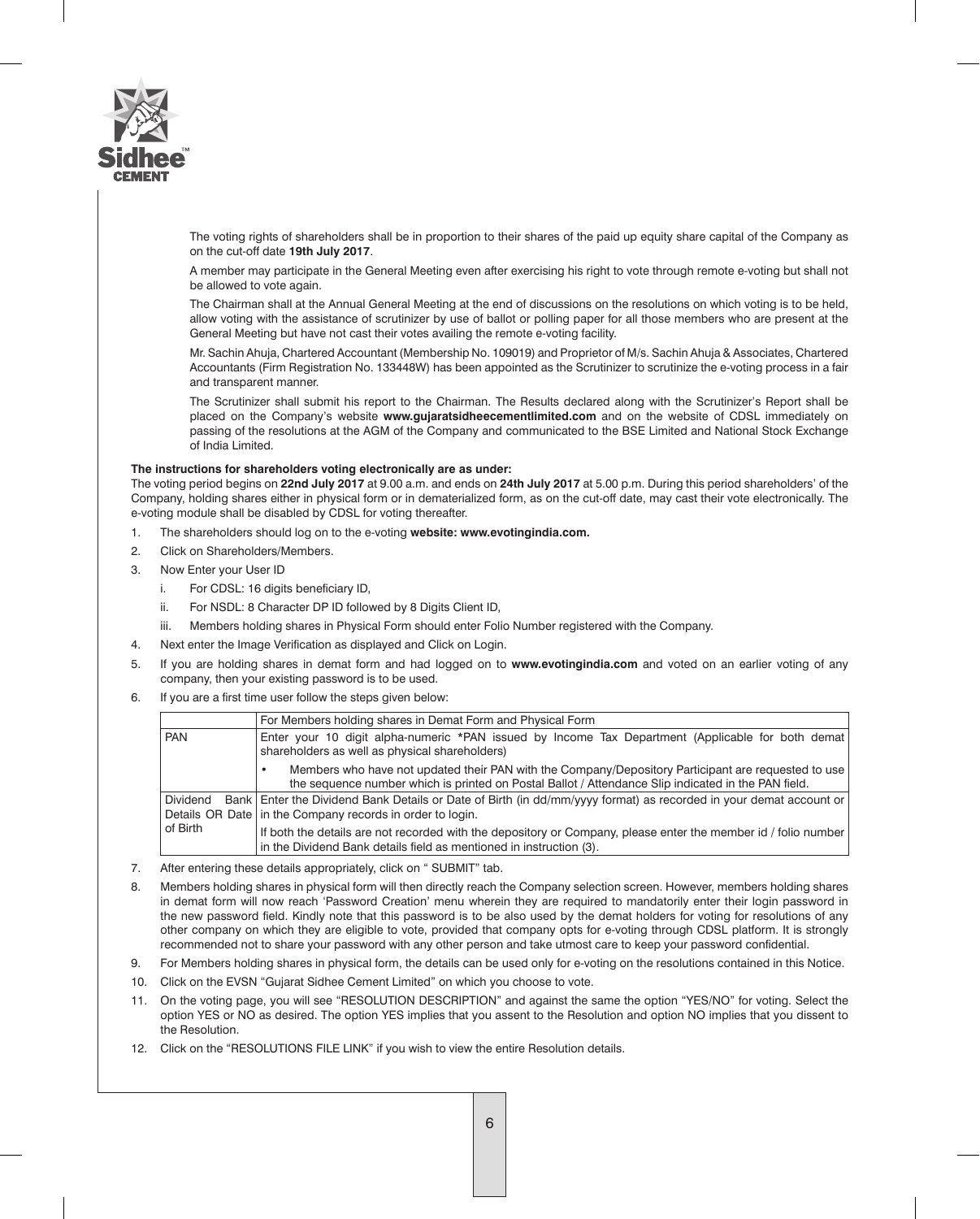The voting rights of shareholders shall be in proportion to their shares of the paid up equity share capital of the Company as on the cut-off date **19th July 2017**.

A member may participate in the General Meeting even after exercising his right to vote through remote e-voting but shall not be allowed to vote again.

The Chairman shall at the Annual General Meeting at the end of discussions on the resolutions on which voting is to be held, allow voting with the assistance of scrutinizer by use of ballot or polling paper for all those members who are present at the General Meeting but have not cast their votes availing the remote e-voting facility.

Mr. Sachin Ahuja, Chartered Accountant (Membership No. 109019) and Proprietor of M/s. Sachin Ahuja & Associates, Chartered Accountants (Firm Registration No. 133448W) has been appointed as the Scrutinizer to scrutinize the e-voting process in a fair and transparent manner.

The Scrutinizer shall submit his report to the Chairman. The Results declared along with the Scrutinizer's Report shall be placed on the Company's website **www.gujaratsidheecementlimited.com** and on the website of CDSL immediately on passing of the resolutions at the AGM of the Company and communicated to the BSE Limited and National Stock Exchange of India Limited.

**The instructions for shareholders voting electronically are as under:**

The voting period begins on **22nd July 2017** at 9.00 a.m. and ends on **24th July 2017** at 5.00 p.m. During this period shareholders' of the Company, holding shares either in physical form or in dematerialized form, as on the cut-off date, may cast their vote electronically. The e-voting module shall be disabled by CDSL for voting thereafter.

1. The shareholders should log on to the e-voting **website: www.evotingindia.com.**
2. Click on Shareholders/Members.
3. Now Enter your User ID
   i. For CDSL: 16 digits beneficiary ID,
   ii. For NSDL: 8 Character DP ID followed by 8 Digits Client ID,
   iii. Members holding shares in Physical Form should enter Folio Number registered with the Company.
4. Next enter the Image Verification as displayed and Click on Login.
5. If you are holding shares in demat form and had logged on to **www.evotingindia.com** and voted on an earlier voting of any company, then your existing password is to be used.
6. If you are a first time user follow the steps given below:

| | For Members holding shares in Demat Form and Physical Form |
|---|---|
| PAN | Enter your 10 digit alpha-numeric *PAN issued by Income Tax Department (Applicable for both demat shareholders as well as physical shareholders) |
| | • Members who have not updated their PAN with the Company/Depository Participant are requested to use the sequence number which is printed on Postal Ballot / Attendance Slip indicated in the PAN field. |
| Dividend Bank Details OR Date of Birth | Enter the Dividend Bank Details or Date of Birth (in dd/mm/yyyy format) as recorded in your demat account or in the Company records in order to login. |
| | If both the details are not recorded with the depository or Company, please enter the member id / folio number in the Dividend Bank details field as mentioned in instruction (3). |

7. After entering these details appropriately, click on " SUBMIT" tab.
8. Members holding shares in physical form will then directly reach the Company selection screen. However, members holding shares in demat form will now reach 'Password Creation' menu wherein they are required to mandatorily enter their login password in the new password field. Kindly note that this password is to be also used by the demat holders for voting for resolutions of any other company on which they are eligible to vote, provided that company opts for e-voting through CDSL platform. It is strongly recommended not to share your password with any other person and take utmost care to keep your password confidential.
9. For Members holding shares in physical form, the details can be used only for e-voting on the resolutions contained in this Notice.
10. Click on the EVSN "Gujarat Sidhee Cement Limited" on which you choose to vote.
11. On the voting page, you will see "RESOLUTION DESCRIPTION" and against the same the option "YES/NO" for voting. Select the option YES or NO as desired. The option YES implies that you assent to the Resolution and option NO implies that you dissent to the Resolution.
12. Click on the "RESOLUTIONS FILE LINK" if you wish to view the entire Resolution details.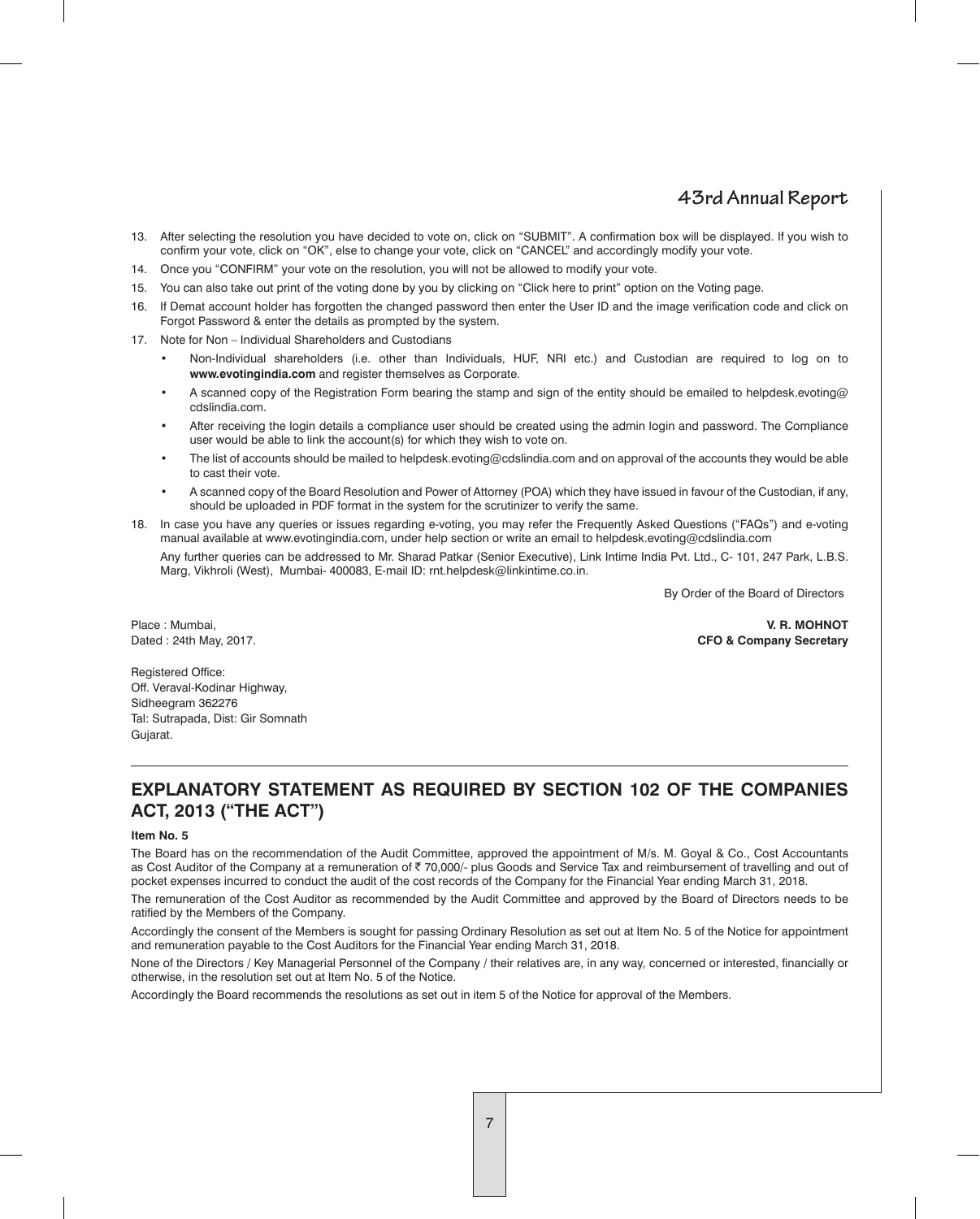13. After selecting the resolution you have decided to vote on, click on "SUBMIT". A confirmation box will be displayed. If you wish to confirm your vote, click on "OK", else to change your vote, click on "CANCEL" and accordingly modify your vote.
14. Once you "CONFIRM" your vote on the resolution, you will not be allowed to modify your vote.
15. You can also take out print of the voting done by you by clicking on "Click here to print" option on the Voting page.
16. If Demat account holder has forgotten the changed password then enter the User ID and the image verification code and click on Forgot Password & enter the details as prompted by the system.
17. Note for Non – Individual Shareholders and Custodians
    - Non-Individual shareholders (i.e. other than Individuals, HUF, NRI etc.) and Custodian are required to log on to **www.evotingindia.com** and register themselves as Corporate.
    - A scanned copy of the Registration Form bearing the stamp and sign of the entity should be emailed to helpdesk.evoting@cdslindia.com.
    - After receiving the login details a compliance user should be created using the admin login and password. The Compliance user would be able to link the account(s) for which they wish to vote on.
    - The list of accounts should be mailed to helpdesk.evoting@cdslindia.com and on approval of the accounts they would be able to cast their vote.
    - A scanned copy of the Board Resolution and Power of Attorney (POA) which they have issued in favour of the Custodian, if any, should be uploaded in PDF format in the system for the scrutinizer to verify the same.
18. In case you have any queries or issues regarding e-voting, you may refer the Frequently Asked Questions ("FAQs") and e-voting manual available at www.evotingindia.com, under help section or write an email to helpdesk.evoting@cdslindia.com

    Any further queries can be addressed to Mr. Sharad Patkar (Senior Executive), Link Intime India Pvt. Ltd., C- 101, 247 Park, L.B.S. Marg, Vikhroli (West), Mumbai- 400083, E-mail ID: rnt.helpdesk@linkintime.co.in.

By Order of the Board of Directors

Place : Mumbai,
Dated : 24th May, 2017.

**V. R. MOHNOT**
**CFO & Company Secretary**

Registered Office:
Off. Veraval-Kodinar Highway,
Sidheegram 362276
Tal: Sutrapada, Dist: Gir Somnath
Gujarat.

## EXPLANATORY STATEMENT AS REQUIRED BY SECTION 102 OF THE COMPANIES ACT, 2013 ("THE ACT")

**Item No. 5**

The Board has on the recommendation of the Audit Committee, approved the appointment of M/s. M. Goyal & Co., Cost Accountants as Cost Auditor of the Company at a remuneration of ₹ 70,000/- plus Goods and Service Tax and reimbursement of travelling and out of pocket expenses incurred to conduct the audit of the cost records of the Company for the Financial Year ending March 31, 2018.

The remuneration of the Cost Auditor as recommended by the Audit Committee and approved by the Board of Directors needs to be ratified by the Members of the Company.

Accordingly the consent of the Members is sought for passing Ordinary Resolution as set out at Item No. 5 of the Notice for appointment and remuneration payable to the Cost Auditors for the Financial Year ending March 31, 2018.

None of the Directors / Key Managerial Personnel of the Company / their relatives are, in any way, concerned or interested, financially or otherwise, in the resolution set out at Item No. 5 of the Notice.

Accordingly the Board recommends the resolutions as set out in item 5 of the Notice for approval of the Members.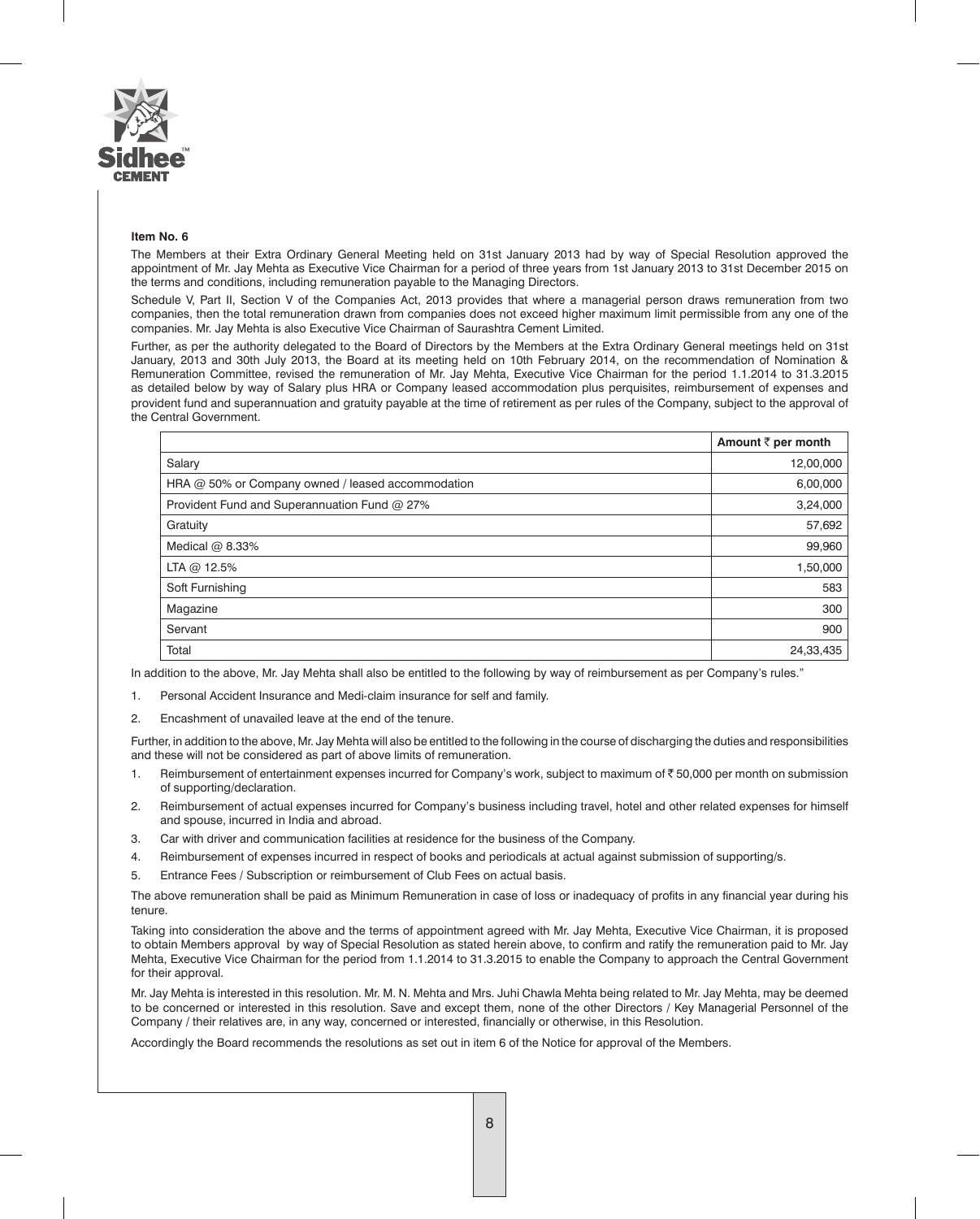**Item No. 6**

The Members at their Extra Ordinary General Meeting held on 31st January 2013 had by way of Special Resolution approved the appointment of Mr. Jay Mehta as Executive Vice Chairman for a period of three years from 1st January 2013 to 31st December 2015 on the terms and conditions, including remuneration payable to the Managing Directors.

Schedule V, Part II, Section V of the Companies Act, 2013 provides that where a managerial person draws remuneration from two companies, then the total remuneration drawn from companies does not exceed higher maximum limit permissible from any one of the companies. Mr. Jay Mehta is also Executive Vice Chairman of Saurashtra Cement Limited.

Further, as per the authority delegated to the Board of Directors by the Members at the Extra Ordinary General meetings held on 31st January, 2013 and 30th July 2013, the Board at its meeting held on 10th February 2014, on the recommendation of Nomination & Remuneration Committee, revised the remuneration of Mr. Jay Mehta, Executive Vice Chairman for the period 1.1.2014 to 31.3.2015 as detailed below by way of Salary plus HRA or Company leased accommodation plus perquisites, reimbursement of expenses and provident fund and superannuation and gratuity payable at the time of retirement as per rules of the Company, subject to the approval of the Central Government.

| | **Amount ₹ per month** |
|---|---:|
| Salary | 12,00,000 |
| HRA @ 50% or Company owned / leased accommodation | 6,00,000 |
| Provident Fund and Superannuation Fund @ 27% | 3,24,000 |
| Gratuity | 57,692 |
| Medical @ 8.33% | 99,960 |
| LTA @ 12.5% | 1,50,000 |
| Soft Furnishing | 583 |
| Magazine | 300 |
| Servant | 900 |
| Total | 24,33,435 |

In addition to the above, Mr. Jay Mehta shall also be entitled to the following by way of reimbursement as per Company's rules."

1. Personal Accident Insurance and Medi-claim insurance for self and family.
2. Encashment of unavailed leave at the end of the tenure.

Further, in addition to the above, Mr. Jay Mehta will also be entitled to the following in the course of discharging the duties and responsibilities and these will not be considered as part of above limits of remuneration.

1. Reimbursement of entertainment expenses incurred for Company's work, subject to maximum of ₹ 50,000 per month on submission of supporting/declaration.
2. Reimbursement of actual expenses incurred for Company's business including travel, hotel and other related expenses for himself and spouse, incurred in India and abroad.
3. Car with driver and communication facilities at residence for the business of the Company.
4. Reimbursement of expenses incurred in respect of books and periodicals at actual against submission of supporting/s.
5. Entrance Fees / Subscription or reimbursement of Club Fees on actual basis.

The above remuneration shall be paid as Minimum Remuneration in case of loss or inadequacy of profits in any financial year during his tenure.

Taking into consideration the above and the terms of appointment agreed with Mr. Jay Mehta, Executive Vice Chairman, it is proposed to obtain Members approval by way of Special Resolution as stated herein above, to confirm and ratify the remuneration paid to Mr. Jay Mehta, Executive Vice Chairman for the period from 1.1.2014 to 31.3.2015 to enable the Company to approach the Central Government for their approval.

Mr. Jay Mehta is interested in this resolution. Mr. M. N. Mehta and Mrs. Juhi Chawla Mehta being related to Mr. Jay Mehta, may be deemed to be concerned or interested in this resolution. Save and except them, none of the other Directors / Key Managerial Personnel of the Company / their relatives are, in any way, concerned or interested, financially or otherwise, in this Resolution.

Accordingly the Board recommends the resolutions as set out in item 6 of the Notice for approval of the Members.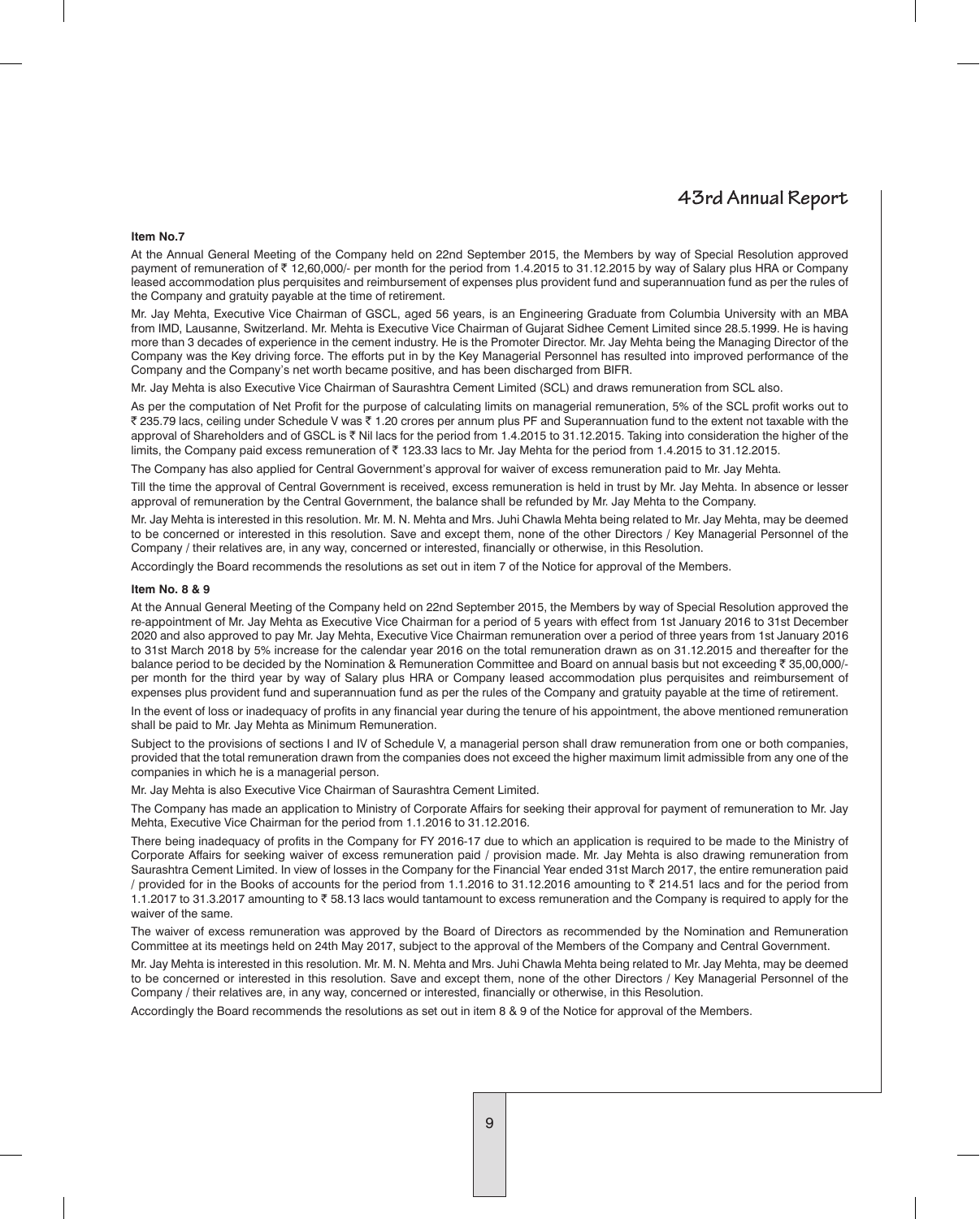**Item No.7**

At the Annual General Meeting of the Company held on 22nd September 2015, the Members by way of Special Resolution approved payment of remuneration of ₹ 12,60,000/- per month for the period from 1.4.2015 to 31.12.2015 by way of Salary plus HRA or Company leased accommodation plus perquisites and reimbursement of expenses plus provident fund and superannuation fund as per the rules of the Company and gratuity payable at the time of retirement.

Mr. Jay Mehta, Executive Vice Chairman of GSCL, aged 56 years, is an Engineering Graduate from Columbia University with an MBA from IMD, Lausanne, Switzerland. Mr. Mehta is Executive Vice Chairman of Gujarat Sidhee Cement Limited since 28.5.1999. He is having more than 3 decades of experience in the cement industry. He is the Promoter Director. Mr. Jay Mehta being the Managing Director of the Company was the Key driving force. The efforts put in by the Key Managerial Personnel has resulted into improved performance of the Company and the Company's net worth became positive, and has been discharged from BIFR.

Mr. Jay Mehta is also Executive Vice Chairman of Saurashtra Cement Limited (SCL) and draws remuneration from SCL also.

As per the computation of Net Profit for the purpose of calculating limits on managerial remuneration, 5% of the SCL profit works out to ₹ 235.79 lacs, ceiling under Schedule V was ₹ 1.20 crores per annum plus PF and Superannuation fund to the extent not taxable with the approval of Shareholders and of GSCL is ₹ Nil lacs for the period from 1.4.2015 to 31.12.2015. Taking into consideration the higher of the limits, the Company paid excess remuneration of ₹ 123.33 lacs to Mr. Jay Mehta for the period from 1.4.2015 to 31.12.2015.

The Company has also applied for Central Government's approval for waiver of excess remuneration paid to Mr. Jay Mehta.

Till the time the approval of Central Government is received, excess remuneration is held in trust by Mr. Jay Mehta. In absence or lesser approval of remuneration by the Central Government, the balance shall be refunded by Mr. Jay Mehta to the Company.

Mr. Jay Mehta is interested in this resolution. Mr. M. N. Mehta and Mrs. Juhi Chawla Mehta being related to Mr. Jay Mehta, may be deemed to be concerned or interested in this resolution. Save and except them, none of the other Directors / Key Managerial Personnel of the Company / their relatives are, in any way, concerned or interested, financially or otherwise, in this Resolution.

Accordingly the Board recommends the resolutions as set out in item 7 of the Notice for approval of the Members.

**Item No. 8 & 9**

At the Annual General Meeting of the Company held on 22nd September 2015, the Members by way of Special Resolution approved the re-appointment of Mr. Jay Mehta as Executive Vice Chairman for a period of 5 years with effect from 1st January 2016 to 31st December 2020 and also approved to pay Mr. Jay Mehta, Executive Vice Chairman remuneration over a period of three years from 1st January 2016 to 31st March 2018 by 5% increase for the calendar year 2016 on the total remuneration drawn as on 31.12.2015 and thereafter for the balance period to be decided by the Nomination & Remuneration Committee and Board on annual basis but not exceeding ₹ 35,00,000/- per month for the third year by way of Salary plus HRA or Company leased accommodation plus perquisites and reimbursement of expenses plus provident fund and superannuation fund as per the rules of the Company and gratuity payable at the time of retirement.

In the event of loss or inadequacy of profits in any financial year during the tenure of his appointment, the above mentioned remuneration shall be paid to Mr. Jay Mehta as Minimum Remuneration.

Subject to the provisions of sections I and IV of Schedule V, a managerial person shall draw remuneration from one or both companies, provided that the total remuneration drawn from the companies does not exceed the higher maximum limit admissible from any one of the companies in which he is a managerial person.

Mr. Jay Mehta is also Executive Vice Chairman of Saurashtra Cement Limited.

The Company has made an application to Ministry of Corporate Affairs for seeking their approval for payment of remuneration to Mr. Jay Mehta, Executive Vice Chairman for the period from 1.1.2016 to 31.12.2016.

There being inadequacy of profits in the Company for FY 2016-17 due to which an application is required to be made to the Ministry of Corporate Affairs for seeking waiver of excess remuneration paid / provision made. Mr. Jay Mehta is also drawing remuneration from Saurashtra Cement Limited. In view of losses in the Company for the Financial Year ended 31st March 2017, the entire remuneration paid / provided for in the Books of accounts for the period from 1.1.2016 to 31.12.2016 amounting to ₹ 214.51 lacs and for the period from 1.1.2017 to 31.3.2017 amounting to ₹ 58.13 lacs would tantamount to excess remuneration and the Company is required to apply for the waiver of the same.

The waiver of excess remuneration was approved by the Board of Directors as recommended by the Nomination and Remuneration Committee at its meetings held on 24th May 2017, subject to the approval of the Members of the Company and Central Government.

Mr. Jay Mehta is interested in this resolution. Mr. M. N. Mehta and Mrs. Juhi Chawla Mehta being related to Mr. Jay Mehta, may be deemed to be concerned or interested in this resolution. Save and except them, none of the other Directors / Key Managerial Personnel of the Company / their relatives are, in any way, concerned or interested, financially or otherwise, in this Resolution.

Accordingly the Board recommends the resolutions as set out in item 8 & 9 of the Notice for approval of the Members.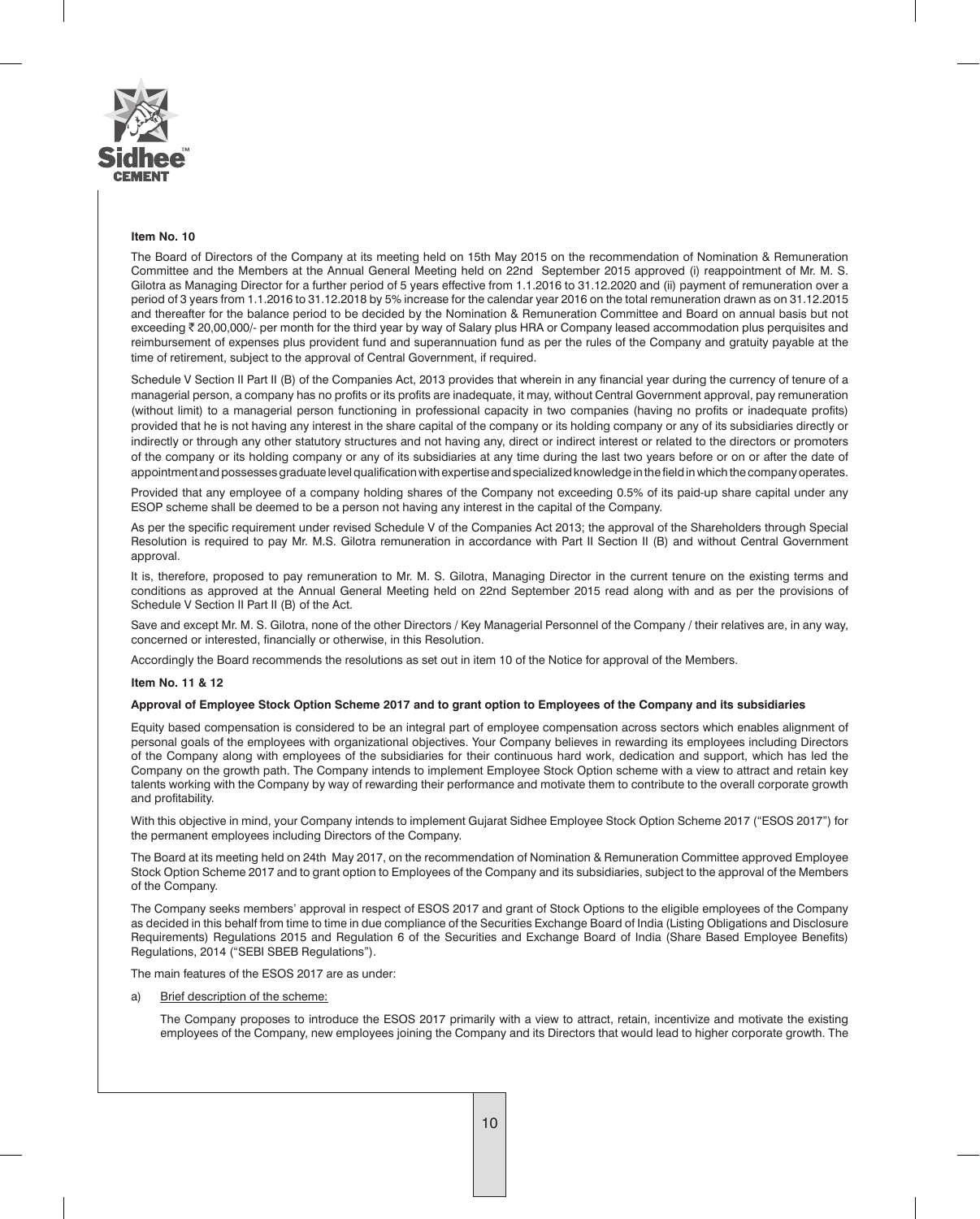**Item No. 10**

The Board of Directors of the Company at its meeting held on 15th May 2015 on the recommendation of Nomination & Remuneration Committee and the Members at the Annual General Meeting held on 22nd September 2015 approved (i) reappointment of Mr. M. S. Gilotra as Managing Director for a further period of 5 years effective from 1.1.2016 to 31.12.2020 and (ii) payment of remuneration over a period of 3 years from 1.1.2016 to 31.12.2018 by 5% increase for the calendar year 2016 on the total remuneration drawn as on 31.12.2015 and thereafter for the balance period to be decided by the Nomination & Remuneration Committee and Board on annual basis but not exceeding ₹ 20,00,000/- per month for the third year by way of Salary plus HRA or Company leased accommodation plus perquisites and reimbursement of expenses plus provident fund and superannuation fund as per the rules of the Company and gratuity payable at the time of retirement, subject to the approval of Central Government, if required.

Schedule V Section II Part II (B) of the Companies Act, 2013 provides that wherein in any financial year during the currency of tenure of a managerial person, a company has no profits or its profits are inadequate, it may, without Central Government approval, pay remuneration (without limit) to a managerial person functioning in professional capacity in two companies (having no profits or inadequate profits) provided that he is not having any interest in the share capital of the company or its holding company or any of its subsidiaries directly or indirectly or through any other statutory structures and not having any, direct or indirect interest or related to the directors or promoters of the company or its holding company or any of its subsidiaries at any time during the last two years before or on or after the date of appointment and possesses graduate level qualification with expertise and specialized knowledge in the field in which the company operates.

Provided that any employee of a company holding shares of the Company not exceeding 0.5% of its paid-up share capital under any ESOP scheme shall be deemed to be a person not having any interest in the capital of the Company.

As per the specific requirement under revised Schedule V of the Companies Act 2013; the approval of the Shareholders through Special Resolution is required to pay Mr. M.S. Gilotra remuneration in accordance with Part II Section II (B) and without Central Government approval.

It is, therefore, proposed to pay remuneration to Mr. M. S. Gilotra, Managing Director in the current tenure on the existing terms and conditions as approved at the Annual General Meeting held on 22nd September 2015 read along with and as per the provisions of Schedule V Section II Part II (B) of the Act.

Save and except Mr. M. S. Gilotra, none of the other Directors / Key Managerial Personnel of the Company / their relatives are, in any way, concerned or interested, financially or otherwise, in this Resolution.

Accordingly the Board recommends the resolutions as set out in item 10 of the Notice for approval of the Members.

**Item No. 11 & 12**

**Approval of Employee Stock Option Scheme 2017 and to grant option to Employees of the Company and its subsidiaries**

Equity based compensation is considered to be an integral part of employee compensation across sectors which enables alignment of personal goals of the employees with organizational objectives. Your Company believes in rewarding its employees including Directors of the Company along with employees of the subsidiaries for their continuous hard work, dedication and support, which has led the Company on the growth path. The Company intends to implement Employee Stock Option scheme with a view to attract and retain key talents working with the Company by way of rewarding their performance and motivate them to contribute to the overall corporate growth and profitability.

With this objective in mind, your Company intends to implement Gujarat Sidhee Employee Stock Option Scheme 2017 ("ESOS 2017") for the permanent employees including Directors of the Company.

The Board at its meeting held on 24th May 2017, on the recommendation of Nomination & Remuneration Committee approved Employee Stock Option Scheme 2017 and to grant option to Employees of the Company and its subsidiaries, subject to the approval of the Members of the Company.

The Company seeks members' approval in respect of ESOS 2017 and grant of Stock Options to the eligible employees of the Company as decided in this behalf from time to time in due compliance of the Securities Exchange Board of India (Listing Obligations and Disclosure Requirements) Regulations 2015 and Regulation 6 of the Securities and Exchange Board of India (Share Based Employee Benefits) Regulations, 2014 ("SEBI SBEB Regulations").

The main features of the ESOS 2017 are as under:

a) Brief description of the scheme:

The Company proposes to introduce the ESOS 2017 primarily with a view to attract, retain, incentivize and motivate the existing employees of the Company, new employees joining the Company and its Directors that would lead to higher corporate growth. The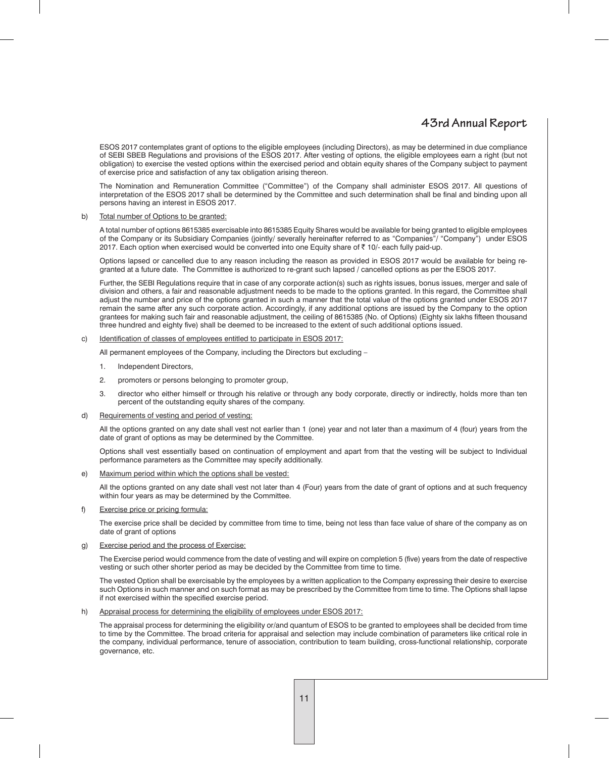ESOS 2017 contemplates grant of options to the eligible employees (including Directors), as may be determined in due compliance of SEBI SBEB Regulations and provisions of the ESOS 2017. After vesting of options, the eligible employees earn a right (but not obligation) to exercise the vested options within the exercised period and obtain equity shares of the Company subject to payment of exercise price and satisfaction of any tax obligation arising thereon.

The Nomination and Remuneration Committee ("Committee") of the Company shall administer ESOS 2017. All questions of interpretation of the ESOS 2017 shall be determined by the Committee and such determination shall be final and binding upon all persons having an interest in ESOS 2017.

b) Total number of Options to be granted:

A total number of options 8615385 exercisable into 8615385 Equity Shares would be available for being granted to eligible employees of the Company or its Subsidiary Companies (jointly/ severally hereinafter referred to as "Companies"/ "Company") under ESOS 2017. Each option when exercised would be converted into one Equity share of ₹ 10/- each fully paid-up.

Options lapsed or cancelled due to any reason including the reason as provided in ESOS 2017 would be available for being re-granted at a future date. The Committee is authorized to re-grant such lapsed / cancelled options as per the ESOS 2017.

Further, the SEBI Regulations require that in case of any corporate action(s) such as rights issues, bonus issues, merger and sale of division and others, a fair and reasonable adjustment needs to be made to the options granted. In this regard, the Committee shall adjust the number and price of the options granted in such a manner that the total value of the options granted under ESOS 2017 remain the same after any such corporate action. Accordingly, if any additional options are issued by the Company to the option grantees for making such fair and reasonable adjustment, the ceiling of 8615385 (No. of Options) (Eighty six lakhs fifteen thousand three hundred and eighty five) shall be deemed to be increased to the extent of such additional options issued.

c) Identification of classes of employees entitled to participate in ESOS 2017:

All permanent employees of the Company, including the Directors but excluding –

1. Independent Directors,
2. promoters or persons belonging to promoter group,
3. director who either himself or through his relative or through any body corporate, directly or indirectly, holds more than ten percent of the outstanding equity shares of the company.

d) Requirements of vesting and period of vesting:

All the options granted on any date shall vest not earlier than 1 (one) year and not later than a maximum of 4 (four) years from the date of grant of options as may be determined by the Committee.

Options shall vest essentially based on continuation of employment and apart from that the vesting will be subject to Individual performance parameters as the Committee may specify additionally.

e) Maximum period within which the options shall be vested:

All the options granted on any date shall vest not later than 4 (Four) years from the date of grant of options and at such frequency within four years as may be determined by the Committee.

f) Exercise price or pricing formula:

The exercise price shall be decided by committee from time to time, being not less than face value of share of the company as on date of grant of options

g) Exercise period and the process of Exercise:

The Exercise period would commence from the date of vesting and will expire on completion 5 (five) years from the date of respective vesting or such other shorter period as may be decided by the Committee from time to time.

The vested Option shall be exercisable by the employees by a written application to the Company expressing their desire to exercise such Options in such manner and on such format as may be prescribed by the Committee from time to time. The Options shall lapse if not exercised within the specified exercise period.

h) Appraisal process for determining the eligibility of employees under ESOS 2017:

The appraisal process for determining the eligibility or/and quantum of ESOS to be granted to employees shall be decided from time to time by the Committee. The broad criteria for appraisal and selection may include combination of parameters like critical role in the company, individual performance, tenure of association, contribution to team building, cross-functional relationship, corporate governance, etc.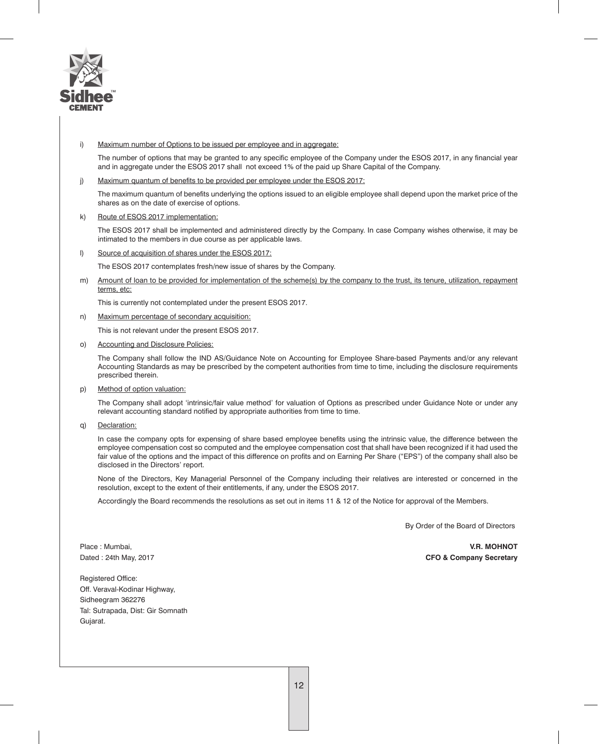i) <u>Maximum number of Options to be issued per employee and in aggregate:</u>

The number of options that may be granted to any specific employee of the Company under the ESOS 2017, in any financial year and in aggregate under the ESOS 2017 shall not exceed 1% of the paid up Share Capital of the Company.

j) <u>Maximum quantum of benefits to be provided per employee under the ESOS 2017:</u>

The maximum quantum of benefits underlying the options issued to an eligible employee shall depend upon the market price of the shares as on the date of exercise of options.

k) <u>Route of ESOS 2017 implementation:</u>

The ESOS 2017 shall be implemented and administered directly by the Company. In case Company wishes otherwise, it may be intimated to the members in due course as per applicable laws.

l) <u>Source of acquisition of shares under the ESOS 2017:</u>

The ESOS 2017 contemplates fresh/new issue of shares by the Company.

m) <u>Amount of loan to be provided for implementation of the scheme(s) by the company to the trust, its tenure, utilization, repayment terms, etc:</u>

This is currently not contemplated under the present ESOS 2017.

n) <u>Maximum percentage of secondary acquisition:</u>

This is not relevant under the present ESOS 2017.

o) <u>Accounting and Disclosure Policies:</u>

The Company shall follow the IND AS/Guidance Note on Accounting for Employee Share-based Payments and/or any relevant Accounting Standards as may be prescribed by the competent authorities from time to time, including the disclosure requirements prescribed therein.

p) <u>Method of option valuation:</u>

The Company shall adopt 'intrinsic/fair value method' for valuation of Options as prescribed under Guidance Note or under any relevant accounting standard notified by appropriate authorities from time to time.

q) <u>Declaration:</u>

In case the company opts for expensing of share based employee benefits using the intrinsic value, the difference between the employee compensation cost so computed and the employee compensation cost that shall have been recognized if it had used the fair value of the options and the impact of this difference on profits and on Earning Per Share ("EPS") of the company shall also be disclosed in the Directors' report.

None of the Directors, Key Managerial Personnel of the Company including their relatives are interested or concerned in the resolution, except to the extent of their entitlements, if any, under the ESOS 2017.

Accordingly the Board recommends the resolutions as set out in items 11 & 12 of the Notice for approval of the Members.

By Order of the Board of Directors

Place : Mumbai,
Dated : 24th May, 2017

**V.R. MOHNOT**
**CFO & Company Secretary**

Registered Office:
Off. Veraval-Kodinar Highway,
Sidheegram 362276
Tal: Sutrapada, Dist: Gir Somnath
Gujarat.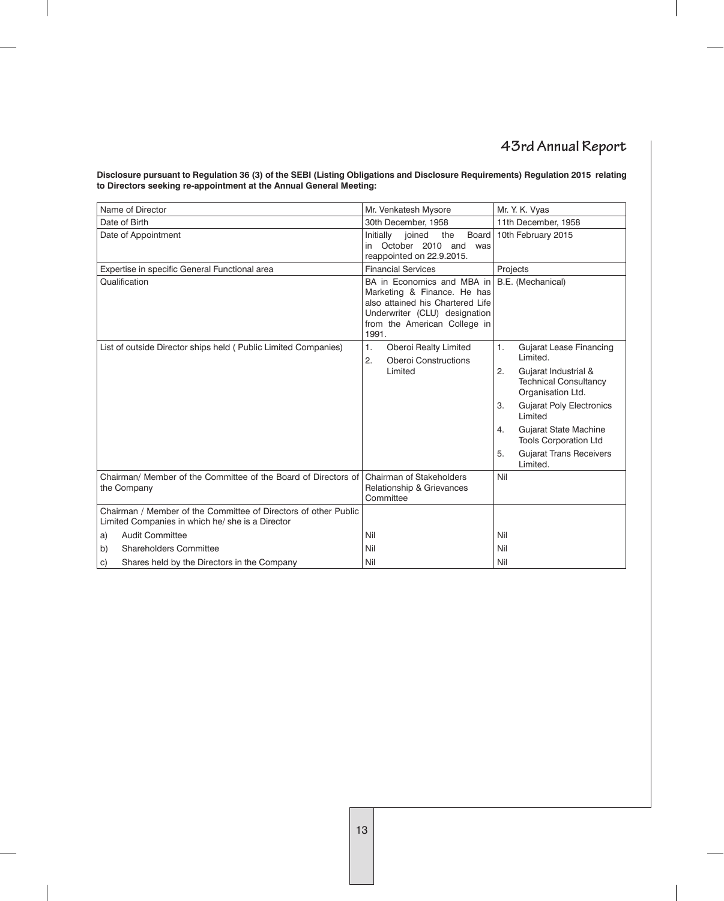**Disclosure pursuant to Regulation 36 (3) of the SEBI (Listing Obligations and Disclosure Requirements) Regulation 2015 relating to Directors seeking re-appointment at the Annual General Meeting:**

| Name of Director | Mr. Venkatesh Mysore | Mr. Y. K. Vyas |
|---|---|---|
| Date of Birth | 30th December, 1958 | 11th December, 1958 |
| Date of Appointment | Initially joined the Board in October 2010 and was reappointed on 22.9.2015. | 10th February 2015 |
| Expertise in specific General Functional area | Financial Services | Projects |
| Qualification | BA in Economics and MBA in Marketing & Finance. He has also attained his Chartered Life Underwriter (CLU) designation from the American College in 1991. | B.E. (Mechanical) |
| List of outside Director ships held ( Public Limited Companies) | 1. Oberoi Realty Limited<br>2. Oberoi Constructions Limited | 1. Gujarat Lease Financing Limited.<br>2. Gujarat Industrial & Technical Consultancy Organisation Ltd.<br>3. Gujarat Poly Electronics Limited<br>4. Gujarat State Machine Tools Corporation Ltd<br>5. Gujarat Trans Receivers Limited. |
| Chairman/ Member of the Committee of the Board of Directors of the Company | Chairman of Stakeholders Relationship & Grievances Committee | Nil |
| Chairman / Member of the Committee of Directors of other Public Limited Companies in which he/ she is a Director | | |
| a) Audit Committee | Nil | Nil |
| b) Shareholders Committee | Nil | Nil |
| c) Shares held by the Directors in the Company | Nil | Nil |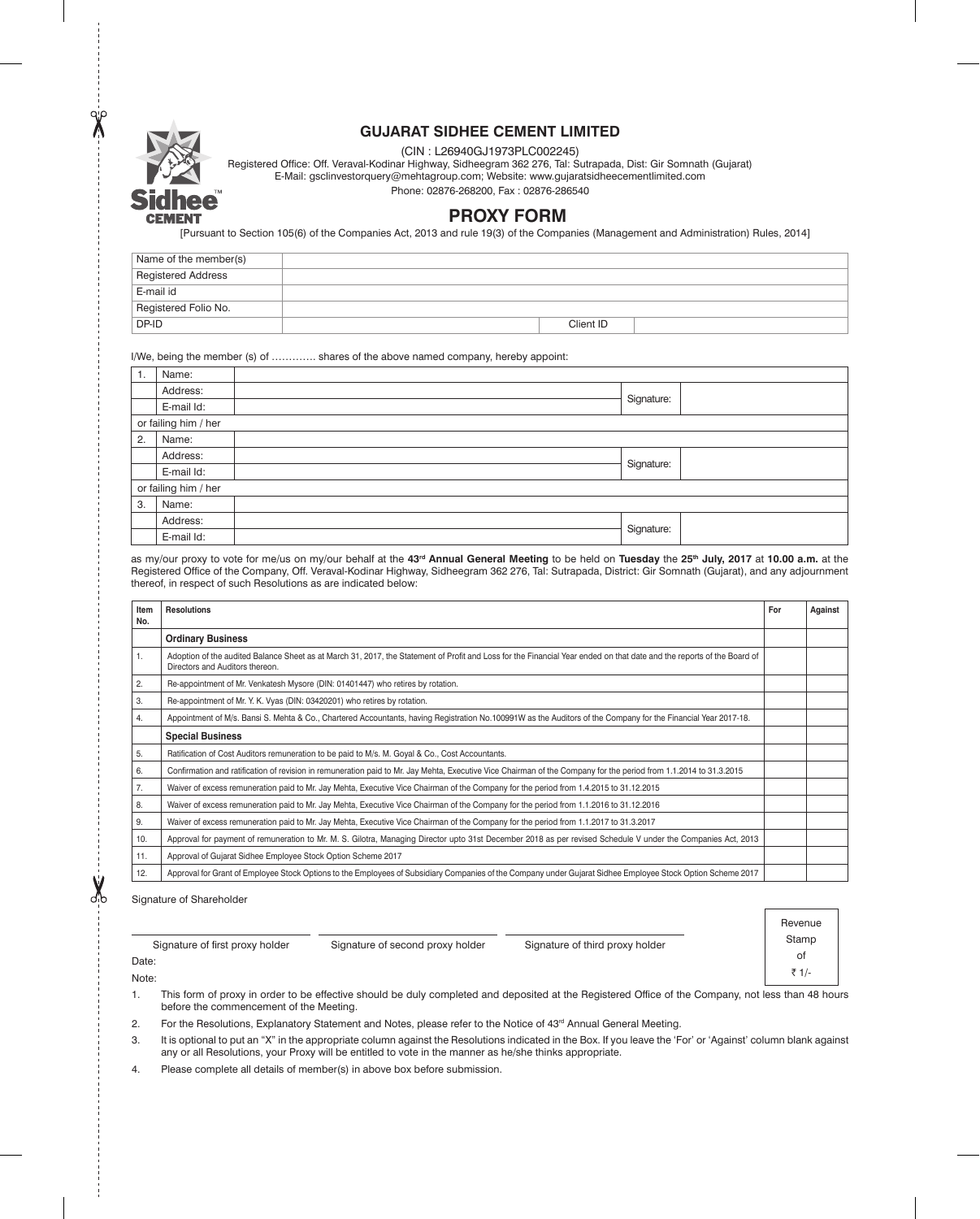# GUJARAT SIDHEE CEMENT LIMITED

(CIN : L26940GJ1973PLC002245)

Registered Office: Off. Veraval-Kodinar Highway, Sidheegram 362 276, Tal: Sutrapada, Dist: Gir Somnath (Gujarat)
E-Mail: gsclinvestorquery@mehtagroup.com; Website: www.gujaratsidheecementlimited.com
Phone: 02876-268200, Fax : 02876-286540

## PROXY FORM

[Pursuant to Section 105(6) of the Companies Act, 2013 and rule 19(3) of the Companies (Management and Administration) Rules, 2014]

| | | | |
|---|---|---|---|
| Name of the member(s) | | | |
| Registered Address | | | |
| E-mail id | | | |
| Registered Folio No. | | | |
| DP-ID | | Client ID | |

I/We, being the member (s) of …………. shares of the above named company, hereby appoint:

| | | | | |
|---|---|---|---|---|
| 1. | Name: | | | |
| | Address: | | Signature: | |
| | E-mail Id: | | | |
| or failing him / her | | | | |
| 2. | Name: | | | |
| | Address: | | Signature: | |
| | E-mail Id: | | | |
| or failing him / her | | | | |
| 3. | Name: | | | |
| | Address: | | Signature: | |
| | E-mail Id: | | | |

as my/our proxy to vote for me/us on my/our behalf at the **43rd Annual General Meeting** to be held on **Tuesday** the **25th July, 2017** at **10.00 a.m.** at the Registered Office of the Company, Off. Veraval-Kodinar Highway, Sidheegram 362 276, Tal: Sutrapada, District: Gir Somnath (Gujarat), and any adjournment thereof, in respect of such Resolutions as are indicated below:

| Item No. | Resolutions | For | Against |
|---|---|---|---|
| | **Ordinary Business** | | |
| 1. | Adoption of the audited Balance Sheet as at March 31, 2017, the Statement of Profit and Loss for the Financial Year ended on that date and the reports of the Board of Directors and Auditors thereon. | | |
| 2. | Re-appointment of Mr. Venkatesh Mysore (DIN: 01401447) who retires by rotation. | | |
| 3. | Re-appointment of Mr. Y. K. Vyas (DIN: 03420201) who retires by rotation. | | |
| 4. | Appointment of M/s. Bansi S. Mehta & Co., Chartered Accountants, having Registration No.100991W as the Auditors of the Company for the Financial Year 2017-18. | | |
| | **Special Business** | | |
| 5. | Ratification of Cost Auditors remuneration to be paid to M/s. M. Goyal & Co., Cost Accountants. | | |
| 6. | Confirmation and ratification of revision in remuneration paid to Mr. Jay Mehta, Executive Vice Chairman of the Company for the period from 1.1.2014 to 31.3.2015 | | |
| 7. | Waiver of excess remuneration paid to Mr. Jay Mehta, Executive Vice Chairman of the Company for the period from 1.4.2015 to 31.12.2015 | | |
| 8. | Waiver of excess remuneration paid to Mr. Jay Mehta, Executive Vice Chairman of the Company for the period from 1.1.2016 to 31.12.2016 | | |
| 9. | Waiver of excess remuneration paid to Mr. Jay Mehta, Executive Vice Chairman of the Company for the period from 1.1.2017 to 31.3.2017 | | |
| 10. | Approval for payment of remuneration to Mr. M. S. Gilotra, Managing Director upto 31st December 2018 as per revised Schedule V under the Companies Act, 2013 | | |
| 11. | Approval of Gujarat Sidhee Employee Stock Option Scheme 2017 | | |
| 12. | Approval for Grant of Employee Stock Options to the Employees of Subsidiary Companies of the Company under Gujarat Sidhee Employee Stock Option Scheme 2017 | | |

Signature of Shareholder

Signature of first proxy holder    Signature of second proxy holder    Signature of third proxy holder

Revenue Stamp of ₹ 1/-

Date:

Note:

1. This form of proxy in order to be effective should be duly completed and deposited at the Registered Office of the Company, not less than 48 hours before the commencement of the Meeting.
2. For the Resolutions, Explanatory Statement and Notes, please refer to the Notice of 43rd Annual General Meeting.
3. It is optional to put an "X" in the appropriate column against the Resolutions indicated in the Box. If you leave the 'For' or 'Against' column blank against any or all Resolutions, your Proxy will be entitled to vote in the manner as he/she thinks appropriate.
4. Please complete all details of member(s) in above box before submission.